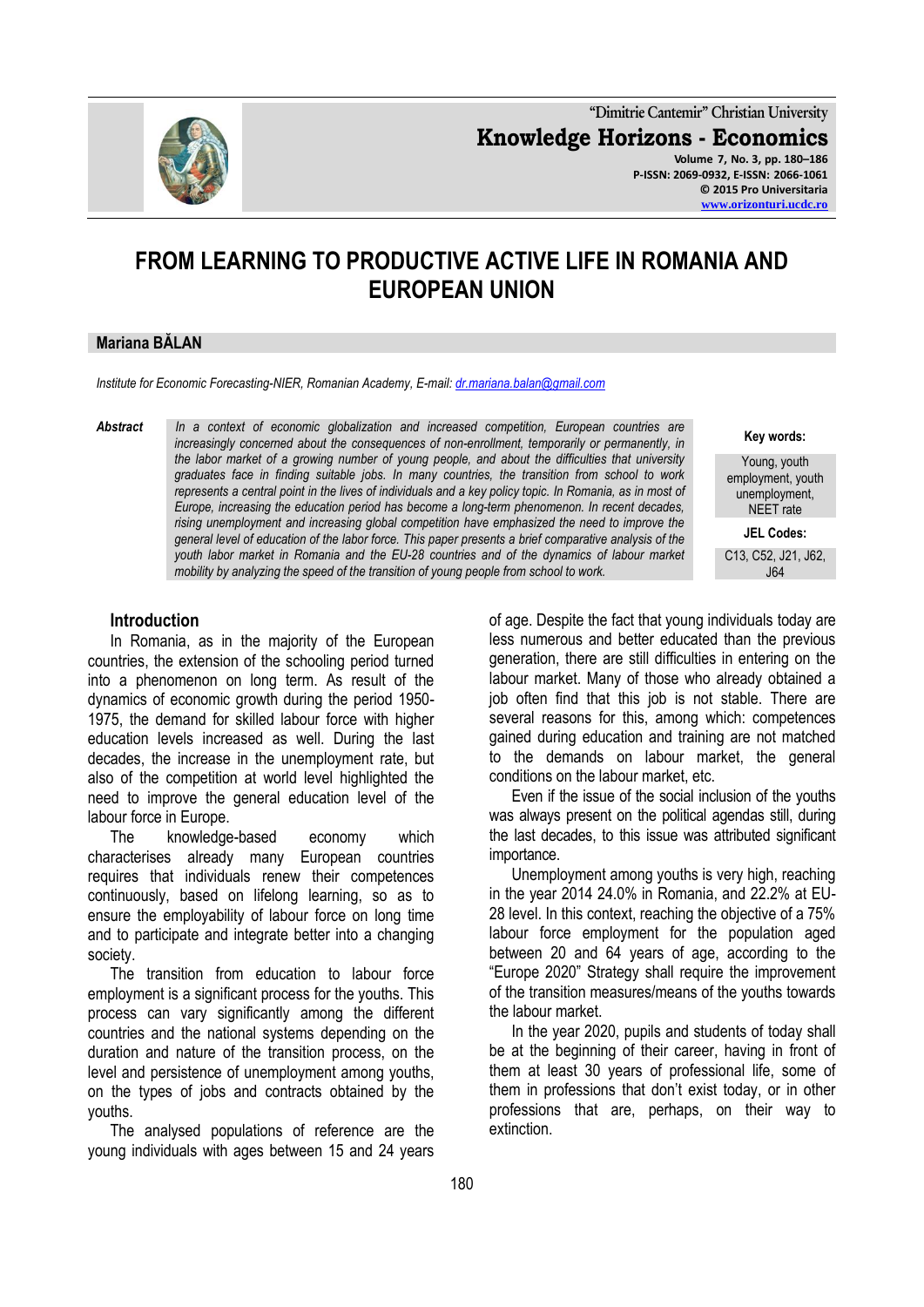# FROM LEARNING TO PRODUCTIVE ACTIVE LIFE IN ROMANIA AND EUROPEAN UNION

**Mariana BĂLAN**

*Institute for Economic Forecasting-NIER, Romanian Academy, E-mail: dr.mariana.balan@gmail.com*

***Abstract*** *In a context of economic globalization and increased competition, European countries are increasingly concerned about the consequences of non-enrollment, temporarily or permanently, in the labor market of a growing number of young people, and about the difficulties that university graduates face in finding suitable jobs. In many countries, the transition from school to work represents a central point in the lives of individuals and a key policy topic. In Romania, as in most of Europe, increasing the education period has become a long-term phenomenon. In recent decades, rising unemployment and increasing global competition have emphasized the need to improve the general level of education of the labor force. This paper presents a brief comparative analysis of the youth labor market in Romania and the EU-28 countries and of the dynamics of labour market mobility by analyzing the speed of the transition of young people from school to work.*

**Key words:** Young, youth employment, youth unemployment, NEET rate

**JEL Codes:** C13, C52, J21, J62, J64

## Introduction

In Romania, as in the majority of the European countries, the extension of the schooling period turned into a phenomenon on long term. As result of the dynamics of economic growth during the period 1950-1975, the demand for skilled labour force with higher education levels increased as well. During the last decades, the increase in the unemployment rate, but also of the competition at world level highlighted the need to improve the general education level of the labour force in Europe.

The knowledge-based economy which characterises already many European countries requires that individuals renew their competences continuously, based on lifelong learning, so as to ensure the employability of labour force on long time and to participate and integrate better into a changing society.

The transition from education to labour force employment is a significant process for the youths. This process can vary significantly among the different countries and the national systems depending on the duration and nature of the transition process, on the level and persistence of unemployment among youths, on the types of jobs and contracts obtained by the youths.

The analysed populations of reference are the young individuals with ages between 15 and 24 years of age. Despite the fact that young individuals today are less numerous and better educated than the previous generation, there are still difficulties in entering on the labour market. Many of those who already obtained a job often find that this job is not stable. There are several reasons for this, among which: competences gained during education and training are not matched to the demands on labour market, the general conditions on the labour market, etc.

Even if the issue of the social inclusion of the youths was always present on the political agendas still, during the last decades, to this issue was attributed significant importance.

Unemployment among youths is very high, reaching in the year 2014 24.0% in Romania, and 22.2% at EU-28 level. In this context, reaching the objective of a 75% labour force employment for the population aged between 20 and 64 years of age, according to the "Europe 2020" Strategy shall require the improvement of the transition measures/means of the youths towards the labour market.

In the year 2020, pupils and students of today shall be at the beginning of their career, having in front of them at least 30 years of professional life, some of them in professions that don't exist today, or in other professions that are, perhaps, on their way to extinction.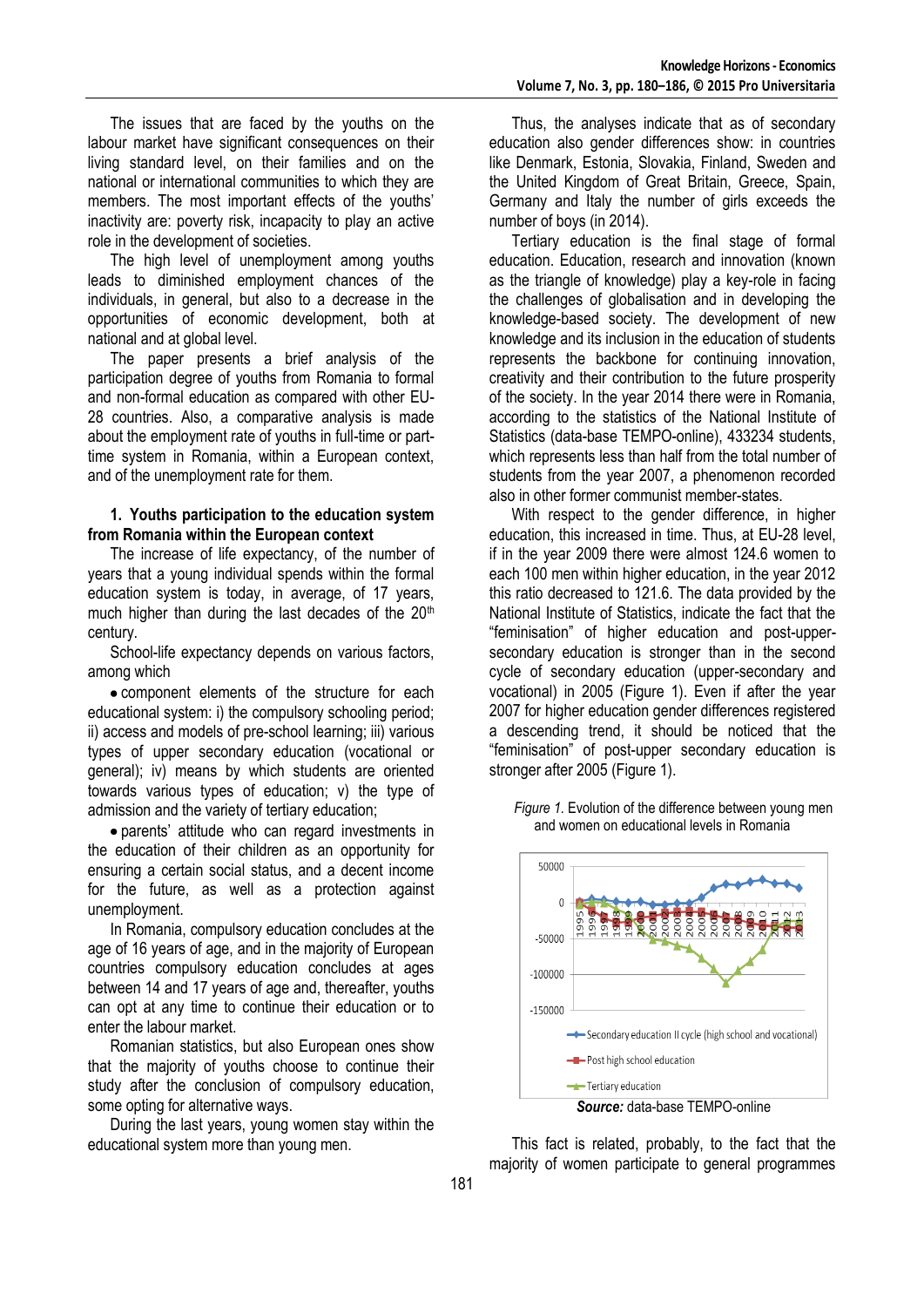The issues that are faced by the youths on the labour market have significant consequences on their living standard level, on their families and on the national or international communities to which they are members. The most important effects of the youths' inactivity are: poverty risk, incapacity to play an active role in the development of societies.

The high level of unemployment among youths leads to diminished employment chances of the individuals, in general, but also to a decrease in the opportunities of economic development, both at national and at global level.

The paper presents a brief analysis of the participation degree of youths from Romania to formal and non-formal education as compared with other EU-28 countries. Also, a comparative analysis is made about the employment rate of youths in full-time or part-time system in Romania, within a European context, and of the unemployment rate for them.

## 1. Youths participation to the education system from Romania within the European context

The increase of life expectancy, of the number of years that a young individual spends within the formal education system is today, in average, of 17 years, much higher than during the last decades of the 20th century.

School-life expectancy depends on various factors, among which

- component elements of the structure for each educational system: i) the compulsory schooling period; ii) access and models of pre-school learning; iii) various types of upper secondary education (vocational or general); iv) means by which students are oriented towards various types of education; v) the type of admission and the variety of tertiary education;
- parents' attitude who can regard investments in the education of their children as an opportunity for ensuring a certain social status, and a decent income for the future, as well as a protection against unemployment.

In Romania, compulsory education concludes at the age of 16 years of age, and in the majority of European countries compulsory education concludes at ages between 14 and 17 years of age and, thereafter, youths can opt at any time to continue their education or to enter the labour market.

Romanian statistics, but also European ones show that the majority of youths choose to continue their study after the conclusion of compulsory education, some opting for alternative ways.

During the last years, young women stay within the educational system more than young men.

Thus, the analyses indicate that as of secondary education also gender differences show: in countries like Denmark, Estonia, Slovakia, Finland, Sweden and the United Kingdom of Great Britain, Greece, Spain, Germany and Italy the number of girls exceeds the number of boys (in 2014).

Tertiary education is the final stage of formal education. Education, research and innovation (known as the triangle of knowledge) play a key-role in facing the challenges of globalisation and in developing the knowledge-based society. The development of new knowledge and its inclusion in the education of students represents the backbone for continuing innovation, creativity and their contribution to the future prosperity of the society. In the year 2014 there were in Romania, according to the statistics of the National Institute of Statistics (data-base TEMPO-online), 433234 students, which represents less than half from the total number of students from the year 2007, a phenomenon recorded also in other former communist member-states.

With respect to the gender difference, in higher education, this increased in time. Thus, at EU-28 level, if in the year 2009 there were almost 124.6 women to each 100 men within higher education, in the year 2012 this ratio decreased to 121.6. The data provided by the National Institute of Statistics, indicate the fact that the "feminisation" of higher education and post-upper-secondary education is stronger than in the second cycle of secondary education (upper-secondary and vocational) in 2005 (Figure 1). Even if after the year 2007 for higher education gender differences registered a descending trend, it should be noticed that the "feminisation" of post-upper secondary education is stronger after 2005 (Figure 1).

*Figure 1.* Evolution of the difference between young men and women on educational levels in Romania

***Source:*** data-base TEMPO-online

This fact is related, probably, to the fact that the majority of women participate to general programmes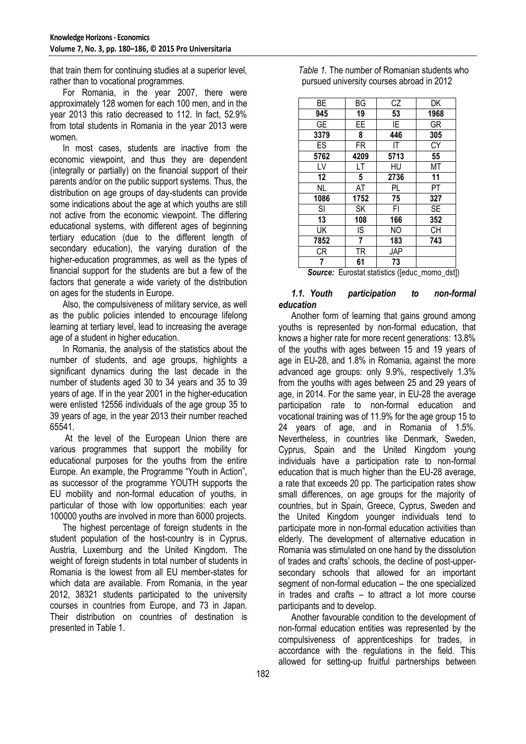that train them for continuing studies at a superior level, rather than to vocational programmes.

For Romania, in the year 2007, there were approximately 128 women for each 100 men, and in the year 2013 this ratio decreased to 112. In fact, 52.9% from total students in Romania in the year 2013 were women.

In most cases, students are inactive from the economic viewpoint, and thus they are dependent (integrally or partially) on the financial support of their parents and/or on the public support systems. Thus, the distribution on age groups of day-students can provide some indications about the age at which youths are still not active from the economic viewpoint. The differing educational systems, with different ages of beginning tertiary education (due to the different length of secondary education), the varying duration of the higher-education programmes, as well as the types of financial support for the students are but a few of the factors that generate a wide variety of the distribution on ages for the students in Europe.

Also, the compulsiveness of military service, as well as the public policies intended to encourage lifelong learning at tertiary level, lead to increasing the average age of a student in higher education.

In Romania, the analysis of the statistics about the number of students, and age groups, highlights a significant dynamics during the last decade in the number of students aged 30 to 34 years and 35 to 39 years of age. If in the year 2001 in the higher-education were enlisted 12556 individuals of the age group 35 to 39 years of age, in the year 2013 their number reached 65541.

At the level of the European Union there are various programmes that support the mobility for educational purposes for the youths from the entire Europe. An example, the Programme "Youth in Action", as successor of the programme YOUTH supports the EU mobility and non-formal education of youths, in particular of those with low opportunities: each year 100000 youths are involved in more than 6000 projects.

The highest percentage of foreign students in the student population of the host-country is in Cyprus, Austria, Luxemburg and the United Kingdom. The weight of foreign students in total number of students in Romania is the lowest from all EU member-states for which data are available. From Romania, in the year 2012, 38321 students participated to the university courses in countries from Europe, and 73 in Japan. Their distribution on countries of destination is presented in Table 1.

*Table 1.* The number of Romanian students who pursued university courses abroad in 2012

| BE | BG | CZ | DK |
|---|---|---|---|
| **945** | **19** | **53** | **1968** |
| GE | EE | IE | GR |
| **3379** | **8** | **446** | **305** |
| ES | FR | IT | CY |
| **5762** | **4209** | **5713** | **55** |
| LV | LT | HU | MT |
| **12** | **5** | **2736** | **11** |
| NL | AT | PL | PT |
| **1086** | **1752** | **75** | **327** |
| SI | SK | FI | SE |
| **13** | **108** | **166** | **352** |
| UK | IS | NO | CH |
| **7852** | **7** | **183** | **743** |
| CR | TR | JAP | |
| **7** | **61** | **73** | |

***Source:*** Eurostat statistics ([educ_momo_dst])

### *1.1. Youth participation to non-formal education*

Another form of learning that gains ground among youths is represented by non-formal education, that knows a higher rate for more recent generations: 13.8% of the youths with ages between 15 and 19 years of age in EU-28, and 1.8% in Romania, against the more advanced age groups: only 9.9%, respectively 1.3% from the youths with ages between 25 and 29 years of age, in 2014. For the same year, in EU-28 the average participation rate to non-formal education and vocational training was of 11.9% for the age group 15 to 24 years of age, and in Romania of 1.5%. Nevertheless, in countries like Denmark, Sweden, Cyprus, Spain and the United Kingdom young individuals have a participation rate to non-formal education that is much higher than the EU-28 average, a rate that exceeds 20 pp. The participation rates show small differences, on age groups for the majority of countries, but in Spain, Greece, Cyprus, Sweden and the United Kingdom younger individuals tend to participate more in non-formal education activities than elderly. The development of alternative education in Romania was stimulated on one hand by the dissolution of trades and crafts' schools, the decline of post-upper-secondary schools that allowed for an important segment of non-formal education – the one specialized in trades and crafts – to attract a lot more course participants and to develop.

Another favourable condition to the development of non-formal education entities was represented by the compulsiveness of apprenticeships for trades, in accordance with the regulations in the field. This allowed for setting-up fruitful partnerships between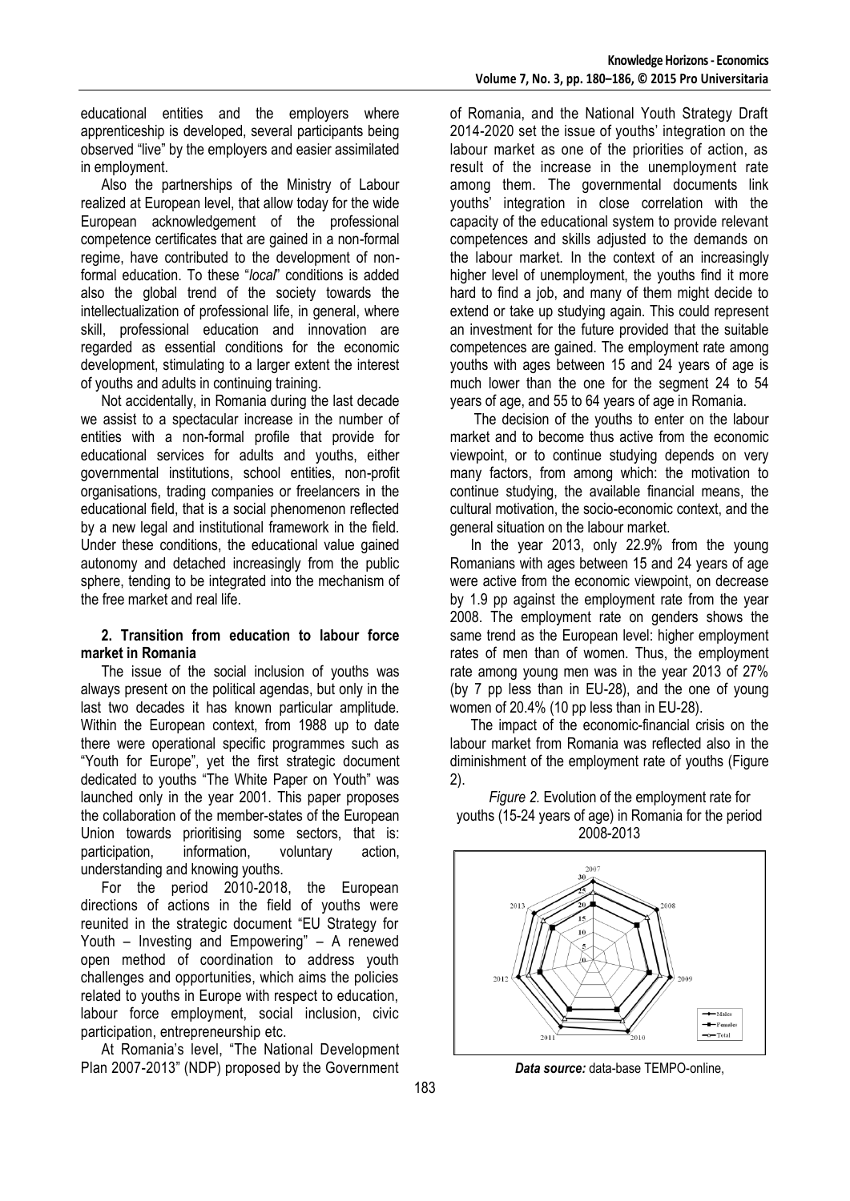educational entities and the employers where apprenticeship is developed, several participants being observed "live" by the employers and easier assimilated in employment.

Also the partnerships of the Ministry of Labour realized at European level, that allow today for the wide European acknowledgement of the professional competence certificates that are gained in a non-formal regime, have contributed to the development of non-formal education. To these "*local*" conditions is added also the global trend of the society towards the intellectualization of professional life, in general, where skill, professional education and innovation are regarded as essential conditions for the economic development, stimulating to a larger extent the interest of youths and adults in continuing training.

Not accidentally, in Romania during the last decade we assist to a spectacular increase in the number of entities with a non-formal profile that provide for educational services for adults and youths, either governmental institutions, school entities, non-profit organisations, trading companies or freelancers in the educational field, that is a social phenomenon reflected by a new legal and institutional framework in the field. Under these conditions, the educational value gained autonomy and detached increasingly from the public sphere, tending to be integrated into the mechanism of the free market and real life.

## 2. Transition from education to labour force market in Romania

The issue of the social inclusion of youths was always present on the political agendas, but only in the last two decades it has known particular amplitude. Within the European context, from 1988 up to date there were operational specific programmes such as "Youth for Europe", yet the first strategic document dedicated to youths "The White Paper on Youth" was launched only in the year 2001. This paper proposes the collaboration of the member-states of the European Union towards prioritising some sectors, that is: participation, information, voluntary action, understanding and knowing youths.

For the period 2010-2018, the European directions of actions in the field of youths were reunited in the strategic document "EU Strategy for Youth – Investing and Empowering" – A renewed open method of coordination to address youth challenges and opportunities, which aims the policies related to youths in Europe with respect to education, labour force employment, social inclusion, civic participation, entrepreneurship etc.

At Romania's level, "The National Development Plan 2007-2013" (NDP) proposed by the Government of Romania, and the National Youth Strategy Draft 2014-2020 set the issue of youths' integration on the labour market as one of the priorities of action, as result of the increase in the unemployment rate among them. The governmental documents link youths' integration in close correlation with the capacity of the educational system to provide relevant competences and skills adjusted to the demands on the labour market. In the context of an increasingly higher level of unemployment, the youths find it more hard to find a job, and many of them might decide to extend or take up studying again. This could represent an investment for the future provided that the suitable competences are gained. The employment rate among youths with ages between 15 and 24 years of age is much lower than the one for the segment 24 to 54 years of age, and 55 to 64 years of age in Romania.

The decision of the youths to enter on the labour market and to become thus active from the economic viewpoint, or to continue studying depends on very many factors, from among which: the motivation to continue studying, the available financial means, the cultural motivation, the socio-economic context, and the general situation on the labour market.

In the year 2013, only 22.9% from the young Romanians with ages between 15 and 24 years of age were active from the economic viewpoint, on decrease by 1.9 pp against the employment rate from the year 2008. The employment rate on genders shows the same trend as the European level: higher employment rates of men than of women. Thus, the employment rate among young men was in the year 2013 of 27% (by 7 pp less than in EU-28), and the one of young women of 20.4% (10 pp less than in EU-28).

The impact of the economic-financial crisis on the labour market from Romania was reflected also in the diminishment of the employment rate of youths (Figure 2).

*Figure 2.* Evolution of the employment rate for youths (15-24 years of age) in Romania for the period 2008-2013

***Data source:*** data-base TEMPO-online,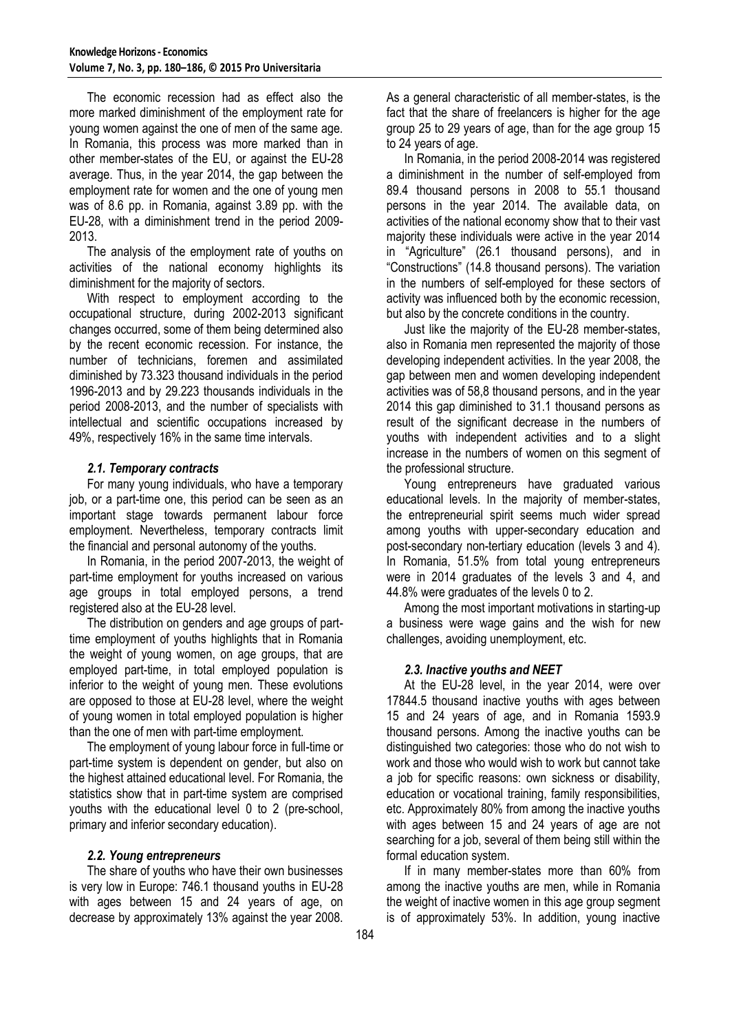The economic recession had as effect also the more marked diminishment of the employment rate for young women against the one of men of the same age. In Romania, this process was more marked than in other member-states of the EU, or against the EU-28 average. Thus, in the year 2014, the gap between the employment rate for women and the one of young men was of 8.6 pp. in Romania, against 3.89 pp. with the EU-28, with a diminishment trend in the period 2009-2013.

The analysis of the employment rate of youths on activities of the national economy highlights its diminishment for the majority of sectors.

With respect to employment according to the occupational structure, during 2002-2013 significant changes occurred, some of them being determined also by the recent economic recession. For instance, the number of technicians, foremen and assimilated diminished by 73.323 thousand individuals in the period 1996-2013 and by 29.223 thousands individuals in the period 2008-2013, and the number of specialists with intellectual and scientific occupations increased by 49%, respectively 16% in the same time intervals.

### *2.1. Temporary contracts*

For many young individuals, who have a temporary job, or a part-time one, this period can be seen as an important stage towards permanent labour force employment. Nevertheless, temporary contracts limit the financial and personal autonomy of the youths.

In Romania, in the period 2007-2013, the weight of part-time employment for youths increased on various age groups in total employed persons, a trend registered also at the EU-28 level.

The distribution on genders and age groups of part-time employment of youths highlights that in Romania the weight of young women, on age groups, that are employed part-time, in total employed population is inferior to the weight of young men. These evolutions are opposed to those at EU-28 level, where the weight of young women in total employed population is higher than the one of men with part-time employment.

The employment of young labour force in full-time or part-time system is dependent on gender, but also on the highest attained educational level. For Romania, the statistics show that in part-time system are comprised youths with the educational level 0 to 2 (pre-school, primary and inferior secondary education).

### *2.2. Young entrepreneurs*

The share of youths who have their own businesses is very low in Europe: 746.1 thousand youths in EU-28 with ages between 15 and 24 years of age, on decrease by approximately 13% against the year 2008. As a general characteristic of all member-states, is the fact that the share of freelancers is higher for the age group 25 to 29 years of age, than for the age group 15 to 24 years of age.

In Romania, in the period 2008-2014 was registered a diminishment in the number of self-employed from 89.4 thousand persons in 2008 to 55.1 thousand persons in the year 2014. The available data, on activities of the national economy show that to their vast majority these individuals were active in the year 2014 in "Agriculture" (26.1 thousand persons), and in "Constructions" (14.8 thousand persons). The variation in the numbers of self-employed for these sectors of activity was influenced both by the economic recession, but also by the concrete conditions in the country.

Just like the majority of the EU-28 member-states, also in Romania men represented the majority of those developing independent activities. In the year 2008, the gap between men and women developing independent activities was of 58,8 thousand persons, and in the year 2014 this gap diminished to 31.1 thousand persons as result of the significant decrease in the numbers of youths with independent activities and to a slight increase in the numbers of women on this segment of the professional structure.

Young entrepreneurs have graduated various educational levels. In the majority of member-states, the entrepreneurial spirit seems much wider spread among youths with upper-secondary education and post-secondary non-tertiary education (levels 3 and 4). In Romania, 51.5% from total young entrepreneurs were in 2014 graduates of the levels 3 and 4, and 44.8% were graduates of the levels 0 to 2.

Among the most important motivations in starting-up a business were wage gains and the wish for new challenges, avoiding unemployment, etc.

### *2.3. Inactive youths and NEET*

At the EU-28 level, in the year 2014, were over 17844.5 thousand inactive youths with ages between 15 and 24 years of age, and in Romania 1593.9 thousand persons. Among the inactive youths can be distinguished two categories: those who do not wish to work and those who would wish to work but cannot take a job for specific reasons: own sickness or disability, education or vocational training, family responsibilities, etc. Approximately 80% from among the inactive youths with ages between 15 and 24 years of age are not searching for a job, several of them being still within the formal education system.

If in many member-states more than 60% from among the inactive youths are men, while in Romania the weight of inactive women in this age group segment is of approximately 53%. In addition, young inactive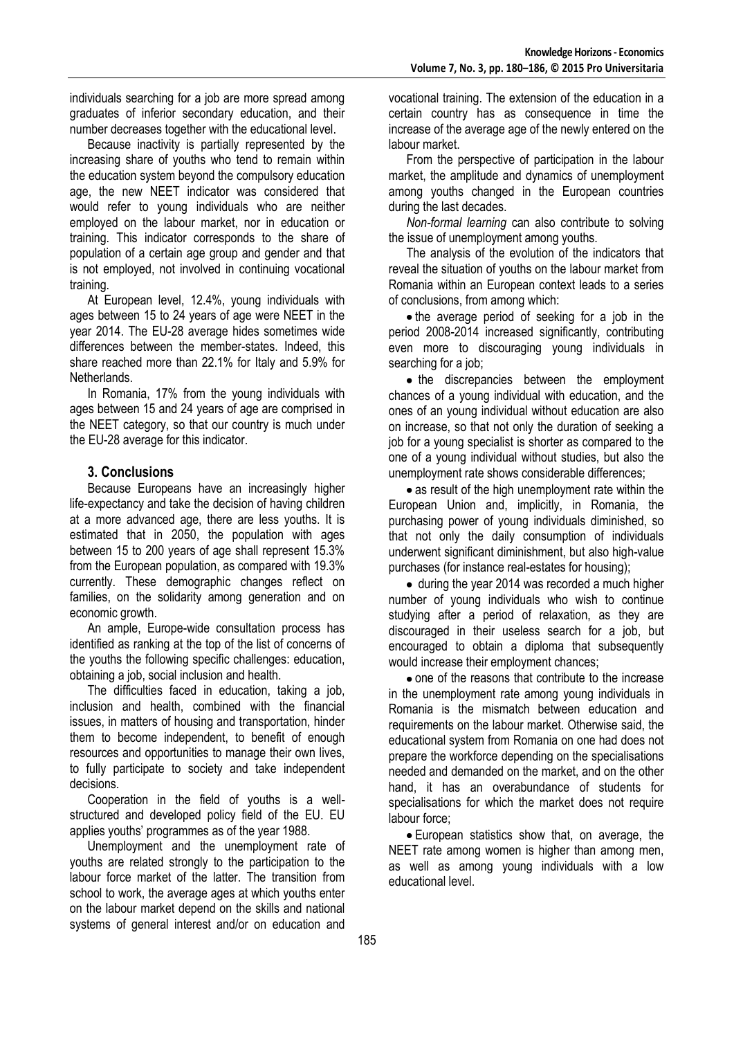individuals searching for a job are more spread among graduates of inferior secondary education, and their number decreases together with the educational level.

Because inactivity is partially represented by the increasing share of youths who tend to remain within the education system beyond the compulsory education age, the new NEET indicator was considered that would refer to young individuals who are neither employed on the labour market, nor in education or training. This indicator corresponds to the share of population of a certain age group and gender and that is not employed, not involved in continuing vocational training.

At European level, 12.4%, young individuals with ages between 15 to 24 years of age were NEET in the year 2014. The EU-28 average hides sometimes wide differences between the member-states. Indeed, this share reached more than 22.1% for Italy and 5.9% for Netherlands.

In Romania, 17% from the young individuals with ages between 15 and 24 years of age are comprised in the NEET category, so that our country is much under the EU-28 average for this indicator.

## 3. Conclusions

Because Europeans have an increasingly higher life-expectancy and take the decision of having children at a more advanced age, there are less youths. It is estimated that in 2050, the population with ages between 15 to 200 years of age shall represent 15.3% from the European population, as compared with 19.3% currently. These demographic changes reflect on families, on the solidarity among generation and on economic growth.

An ample, Europe-wide consultation process has identified as ranking at the top of the list of concerns of the youths the following specific challenges: education, obtaining a job, social inclusion and health.

The difficulties faced in education, taking a job, inclusion and health, combined with the financial issues, in matters of housing and transportation, hinder them to become independent, to benefit of enough resources and opportunities to manage their own lives, to fully participate to society and take independent decisions.

Cooperation in the field of youths is a well-structured and developed policy field of the EU. EU applies youths' programmes as of the year 1988.

Unemployment and the unemployment rate of youths are related strongly to the participation to the labour force market of the latter. The transition from school to work, the average ages at which youths enter on the labour market depend on the skills and national systems of general interest and/or on education and vocational training. The extension of the education in a certain country has as consequence in time the increase of the average age of the newly entered on the labour market.

From the perspective of participation in the labour market, the amplitude and dynamics of unemployment among youths changed in the European countries during the last decades.

*Non-formal learning* can also contribute to solving the issue of unemployment among youths.

The analysis of the evolution of the indicators that reveal the situation of youths on the labour market from Romania within an European context leads to a series of conclusions, from among which:

- the average period of seeking for a job in the period 2008-2014 increased significantly, contributing even more to discouraging young individuals in searching for a job;
- the discrepancies between the employment chances of a young individual with education, and the ones of an young individual without education are also on increase, so that not only the duration of seeking a job for a young specialist is shorter as compared to the one of a young individual without studies, but also the unemployment rate shows considerable differences;
- as result of the high unemployment rate within the European Union and, implicitly, in Romania, the purchasing power of young individuals diminished, so that not only the daily consumption of individuals underwent significant diminishment, but also high-value purchases (for instance real-estates for housing);
- during the year 2014 was recorded a much higher number of young individuals who wish to continue studying after a period of relaxation, as they are discouraged in their useless search for a job, but encouraged to obtain a diploma that subsequently would increase their employment chances;
- one of the reasons that contribute to the increase in the unemployment rate among young individuals in Romania is the mismatch between education and requirements on the labour market. Otherwise said, the educational system from Romania on one had does not prepare the workforce depending on the specialisations needed and demanded on the market, and on the other hand, it has an overabundance of students for specialisations for which the market does not require labour force;
- European statistics show that, on average, the NEET rate among women is higher than among men, as well as among young individuals with a low educational level.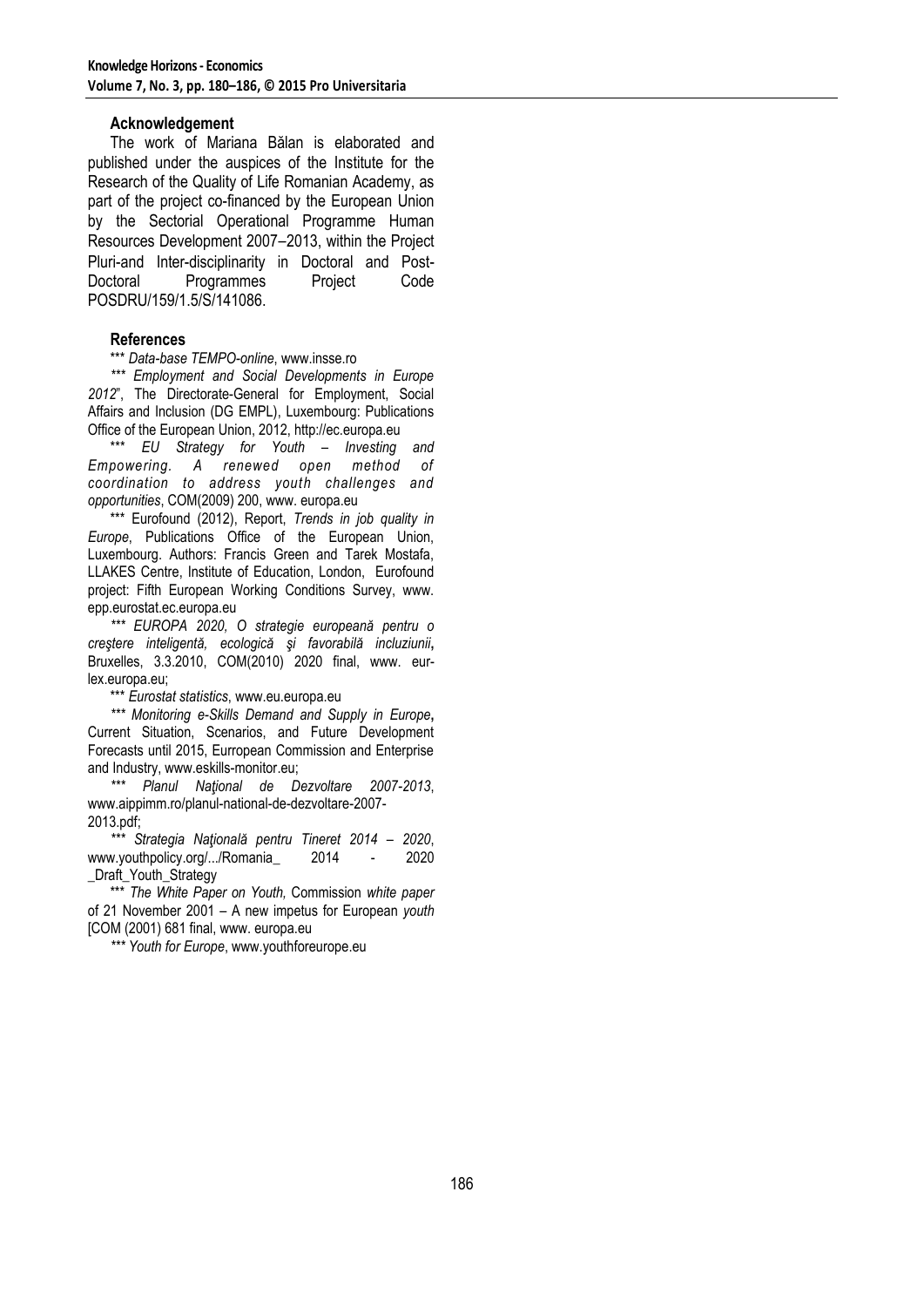### Acknowledgement

The work of Mariana Bălan is elaborated and published under the auspices of the Institute for the Research of the Quality of Life Romanian Academy, as part of the project co-financed by the European Union by the Sectorial Operational Programme Human Resources Development 2007–2013, within the Project Pluri-and Inter-disciplinarity in Doctoral and Post-Doctoral Programmes Project Code POSDRU/159/1.5/S/141086.

### References

*** *Data-base TEMPO-online*, www.insse.ro

*** *Employment and Social Developments in Europe 2012*", The Directorate-General for Employment, Social Affairs and Inclusion (DG EMPL), Luxembourg: Publications Office of the European Union, 2012, http://ec.europa.eu

*** *EU Strategy for Youth – Investing and Empowering. A renewed open method of coordination to address youth challenges and opportunities*, COM(2009) 200, www. europa.eu

*** Eurofound (2012), Report, *Trends in job quality in Europe*, Publications Office of the European Union, Luxembourg. Authors: Francis Green and Tarek Mostafa, LLAKES Centre, Institute of Education, London, Eurofound project: Fifth European Working Conditions Survey, www. epp.eurostat.ec.europa.eu

*** *EUROPA 2020, O strategie europeană pentru o creştere inteligentă, ecologică şi favorabilă incluziunii***,** Bruxelles, 3.3.2010, COM(2010) 2020 final, www. eur-lex.europa.eu;

*** *Eurostat statistics*, www.eu.europa.eu

*** *Monitoring e-Skills Demand and Supply in Europe***,** Current Situation, Scenarios, and Future Development Forecasts until 2015, Eurropean Commission and Enterprise and Industry, www.eskills-monitor.eu;

*** *Planul Naţional de Dezvoltare 2007-2013*, www.aippimm.ro/planul-national-de-dezvoltare-2007-2013.pdf;

*** *Strategia Naţională pentru Tineret 2014 – 2020*, www.youthpolicy.org/.../Romania_ 2014 - 2020 _Draft_Youth_Strategy

*** *The White Paper on Youth,* Commission *white paper* of 21 November 2001 – A new impetus for European *youth* [COM (2001) 681 final, www. europa.eu

*** *Youth for Europe*, www.youthforeurope.eu